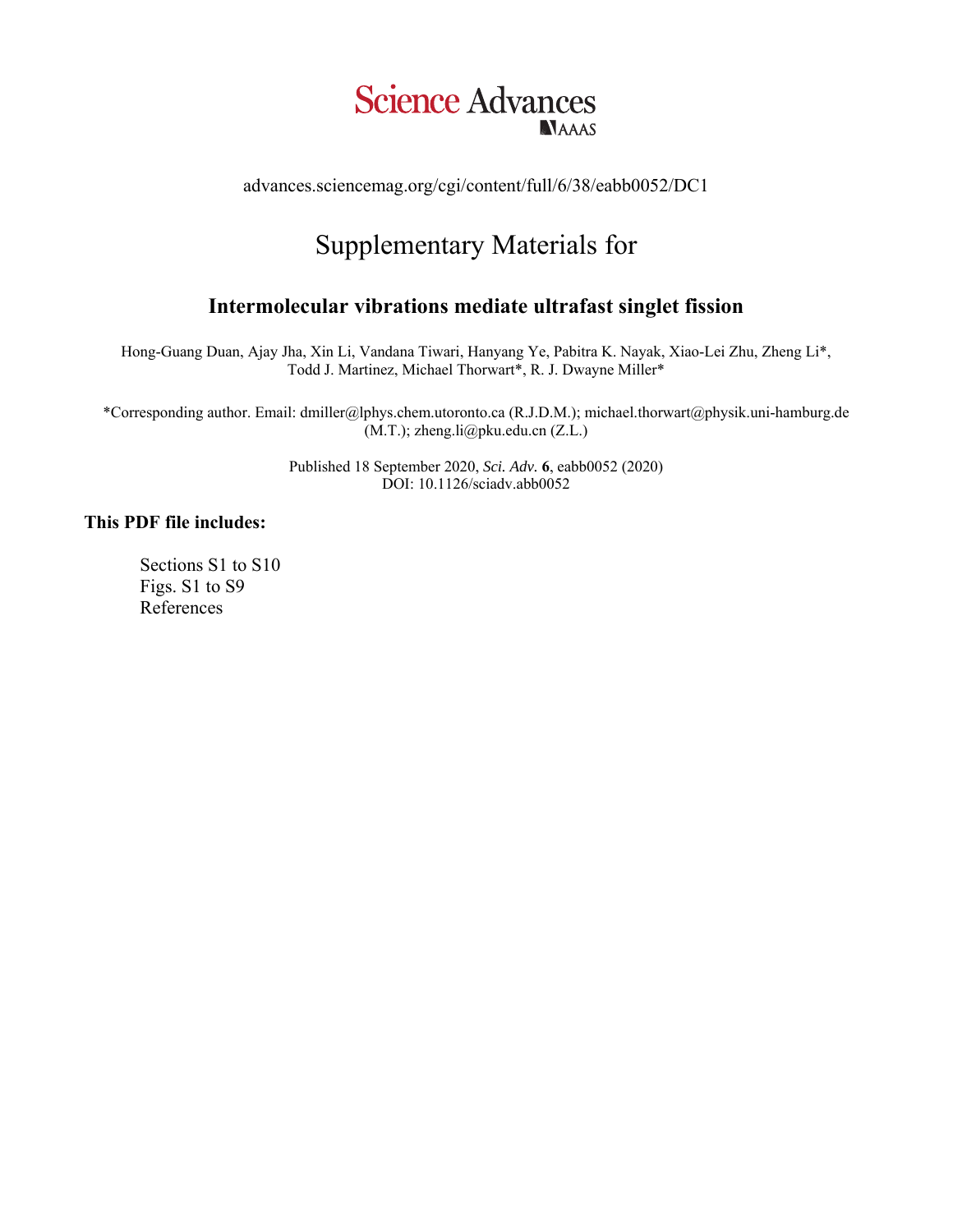Science Advances

AAAS

advances.sciencemag.org/cgi/content/full/6/38/eabb0052/DC1

# Supplementary Materials for

## Intermolecular vibrations mediate ultrafast singlet fission

Hong-Guang Duan, Ajay Jha, Xin Li, Vandana Tiwari, Hanyang Ye, Pabitra K. Nayak, Xiao-Lei Zhu, Zheng Li*, Todd J. Martinez, Michael Thorwart*, R. J. Dwayne Miller*

*Corresponding author. Email: dmiller@lphys.chem.utoronto.ca (R.J.D.M.); michael.thorwart@physik.uni-hamburg.de (M.T.); zheng.li@pku.edu.cn (Z.L.)

Published 18 September 2020, *Sci. Adv.* **6**, eabb0052 (2020)
DOI: 10.1126/sciadv.abb0052

**This PDF file includes:**

Sections S1 to S10
Figs. S1 to S9
References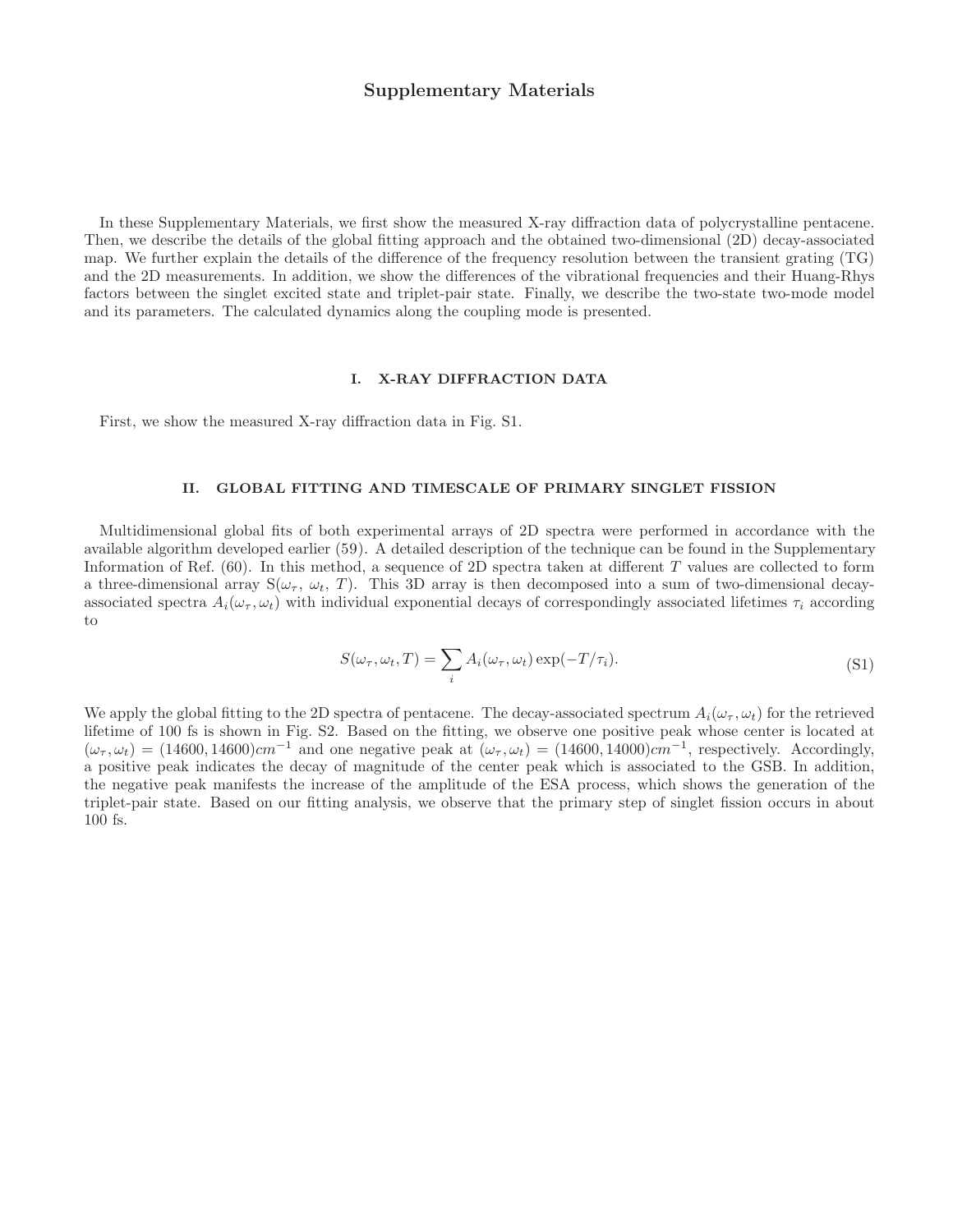# Supplementary Materials

In these Supplementary Materials, we first show the measured X-ray diffraction data of polycrystalline pentacene. Then, we describe the details of the global fitting approach and the obtained two-dimensional (2D) decay-associated map. We further explain the details of the difference of the frequency resolution between the transient grating (TG) and the 2D measurements. In addition, we show the differences of the vibrational frequencies and their Huang-Rhys factors between the singlet excited state and triplet-pair state. Finally, we describe the two-state two-mode model and its parameters. The calculated dynamics along the coupling mode is presented.

## I. X-RAY DIFFRACTION DATA

First, we show the measured X-ray diffraction data in Fig. S1.

## II. GLOBAL FITTING AND TIMESCALE OF PRIMARY SINGLET FISSION

Multidimensional global fits of both experimental arrays of 2D spectra were performed in accordance with the available algorithm developed earlier (59). A detailed description of the technique can be found in the Supplementary Information of Ref. (60). In this method, a sequence of 2D spectra taken at different $T$ values are collected to form a three-dimensional array S($\omega_\tau$, $\omega_t$, $T$). This 3D array is then decomposed into a sum of two-dimensional decay-associated spectra $A_i(\omega_\tau, \omega_t)$ with individual exponential decays of correspondingly associated lifetimes $\tau_i$ according to

$$S(\omega_\tau, \omega_t, T) = \sum_i A_i(\omega_\tau, \omega_t) \exp(-T/\tau_i). \tag{S1}$$

We apply the global fitting to the 2D spectra of pentacene. The decay-associated spectrum $A_i(\omega_\tau, \omega_t)$ for the retrieved lifetime of 100 fs is shown in Fig. S2. Based on the fitting, we observe one positive peak whose center is located at $(\omega_\tau, \omega_t) = (14600, 14600)cm^{-1}$ and one negative peak at $(\omega_\tau, \omega_t) = (14600, 14000)cm^{-1}$, respectively. Accordingly, a positive peak indicates the decay of magnitude of the center peak which is associated to the GSB. In addition, the negative peak manifests the increase of the amplitude of the ESA process, which shows the generation of the triplet-pair state. Based on our fitting analysis, we observe that the primary step of singlet fission occurs in about 100 fs.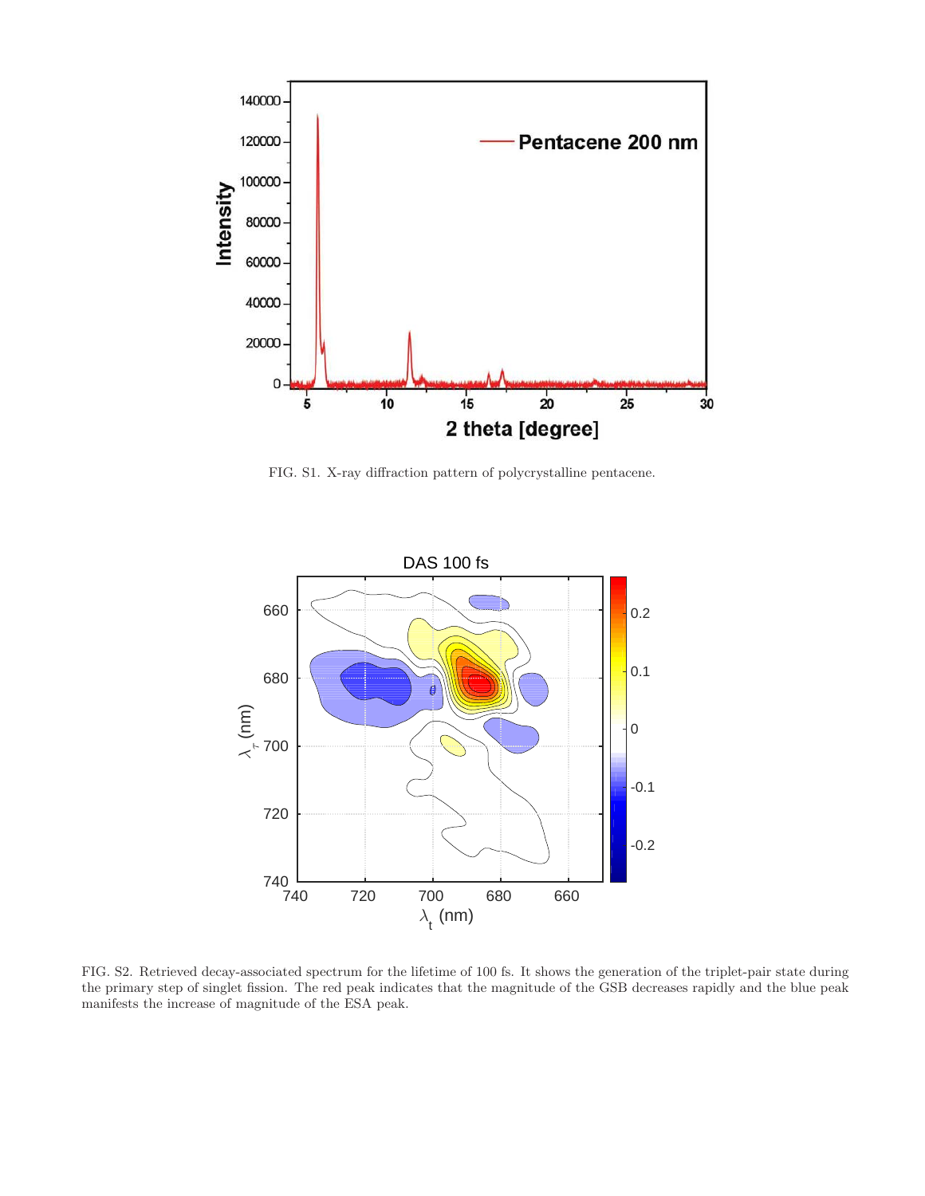FIG. S1. X-ray diffraction pattern of polycrystalline pentacene.

FIG. S2. Retrieved decay-associated spectrum for the lifetime of 100 fs. It shows the generation of the triplet-pair state during the primary step of singlet fission. The red peak indicates that the magnitude of the GSB decreases rapidly and the blue peak manifests the increase of magnitude of the ESA peak.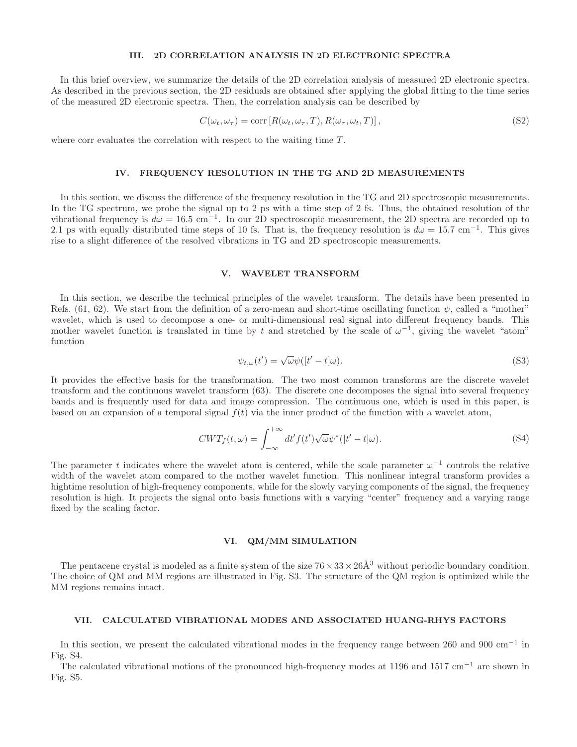## III. 2D CORRELATION ANALYSIS IN 2D ELECTRONIC SPECTRA

In this brief overview, we summarize the details of the 2D correlation analysis of measured 2D electronic spectra. As described in the previous section, the 2D residuals are obtained after applying the global fitting to the time series of the measured 2D electronic spectra. Then, the correlation analysis can be described by

$$C(\omega_t, \omega_\tau) = \text{corr}\left[R(\omega_t, \omega_\tau, T), R(\omega_\tau, \omega_t, T)\right], \tag{S2}$$

where corr evaluates the correlation with respect to the waiting time $T$.

## IV. FREQUENCY RESOLUTION IN THE TG AND 2D MEASUREMENTS

In this section, we discuss the difference of the frequency resolution in the TG and 2D spectroscopic measurements. In the TG spectrum, we probe the signal up to 2 ps with a time step of 2 fs. Thus, the obtained resolution of the vibrational frequency is $d\omega = 16.5$ cm$^{-1}$. In our 2D spectroscopic measurement, the 2D spectra are recorded up to 2.1 ps with equally distributed time steps of 10 fs. That is, the frequency resolution is $d\omega = 15.7$ cm$^{-1}$. This gives rise to a slight difference of the resolved vibrations in TG and 2D spectroscopic measurements.

## V. WAVELET TRANSFORM

In this section, we describe the technical principles of the wavelet transform. The details have been presented in Refs. (61, 62). We start from the definition of a zero-mean and short-time oscillating function $\psi$, called a "mother" wavelet, which is used to decompose a one- or multi-dimensional real signal into different frequency bands. This mother wavelet function is translated in time by $t$ and stretched by the scale of $\omega^{-1}$, giving the wavelet "atom" function

$$\psi_{t,\omega}(t') = \sqrt{\omega}\psi([t' - t]\omega). \tag{S3}$$

It provides the effective basis for the transformation. The two most common transforms are the discrete wavelet transform and the continuous wavelet transform (63). The discrete one decomposes the signal into several frequency bands and is frequently used for data and image compression. The continuous one, which is used in this paper, is based on an expansion of a temporal signal $f(t)$ via the inner product of the function with a wavelet atom,

$$CWT_f(t, \omega) = \int_{-\infty}^{+\infty} dt' f(t')\sqrt{\omega}\psi^*([t' - t]\omega). \tag{S4}$$

The parameter $t$ indicates where the wavelet atom is centered, while the scale parameter $\omega^{-1}$ controls the relative width of the wavelet atom compared to the mother wavelet function. This nonlinear integral transform provides a hightime resolution of high-frequency components, while for the slowly varying components of the signal, the frequency resolution is high. It projects the signal onto basis functions with a varying "center" frequency and a varying range fixed by the scaling factor.

## VI. QM/MM SIMULATION

The pentacene crystal is modeled as a finite system of the size $76 \times 33 \times 26\text{Å}^3$ without periodic boundary condition. The choice of QM and MM regions are illustrated in Fig. S3. The structure of the QM region is optimized while the MM regions remains intact.

## VII. CALCULATED VIBRATIONAL MODES AND ASSOCIATED HUANG-RHYS FACTORS

In this section, we present the calculated vibrational modes in the frequency range between 260 and 900 cm$^{-1}$ in Fig. S4.

The calculated vibrational motions of the pronounced high-frequency modes at 1196 and 1517 cm$^{-1}$ are shown in Fig. S5.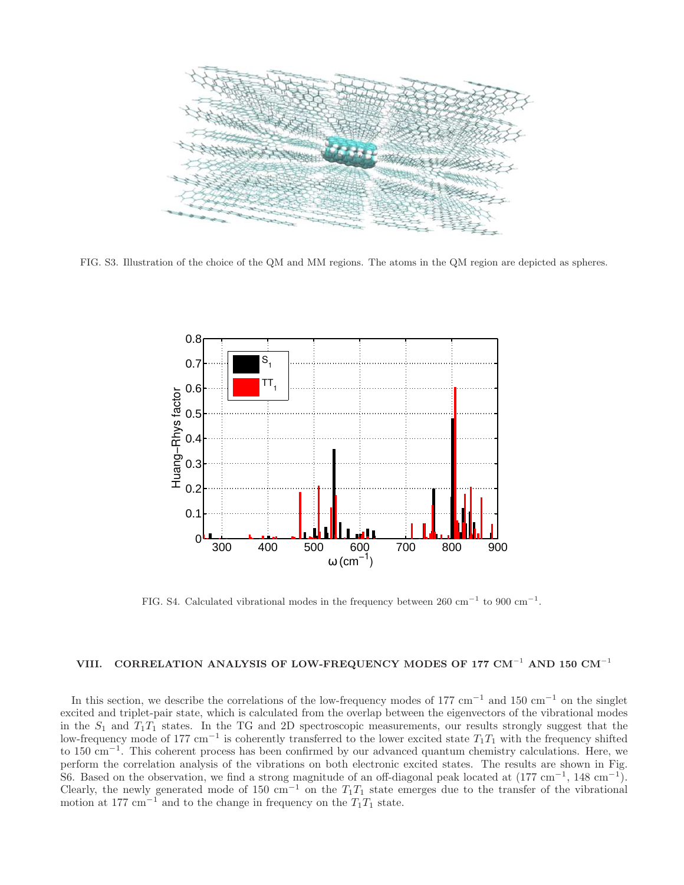FIG. S3. Illustration of the choice of the QM and MM regions. The atoms in the QM region are depicted as spheres.

FIG. S4. Calculated vibrational modes in the frequency between 260 cm$^{-1}$ to 900 cm$^{-1}$.

## VIII. CORRELATION ANALYSIS OF LOW-FREQUENCY MODES OF 177 CM$^{-1}$ AND 150 CM$^{-1}$

In this section, we describe the correlations of the low-frequency modes of 177 cm$^{-1}$ and 150 cm$^{-1}$ on the singlet excited and triplet-pair state, which is calculated from the overlap between the eigenvectors of the vibrational modes in the $S_1$ and $T_1T_1$ states. In the TG and 2D spectroscopic measurements, our results strongly suggest that the low-frequency mode of 177 cm$^{-1}$ is coherently transferred to the lower excited state $T_1T_1$ with the frequency shifted to 150 cm$^{-1}$. This coherent process has been confirmed by our advanced quantum chemistry calculations. Here, we perform the correlation analysis of the vibrations on both electronic excited states. The results are shown in Fig. S6. Based on the observation, we find a strong magnitude of an off-diagonal peak located at (177 cm$^{-1}$, 148 cm$^{-1}$). Clearly, the newly generated mode of 150 cm$^{-1}$ on the $T_1T_1$ state emerges due to the transfer of the vibrational motion at 177 cm$^{-1}$ and to the change in frequency on the $T_1T_1$ state.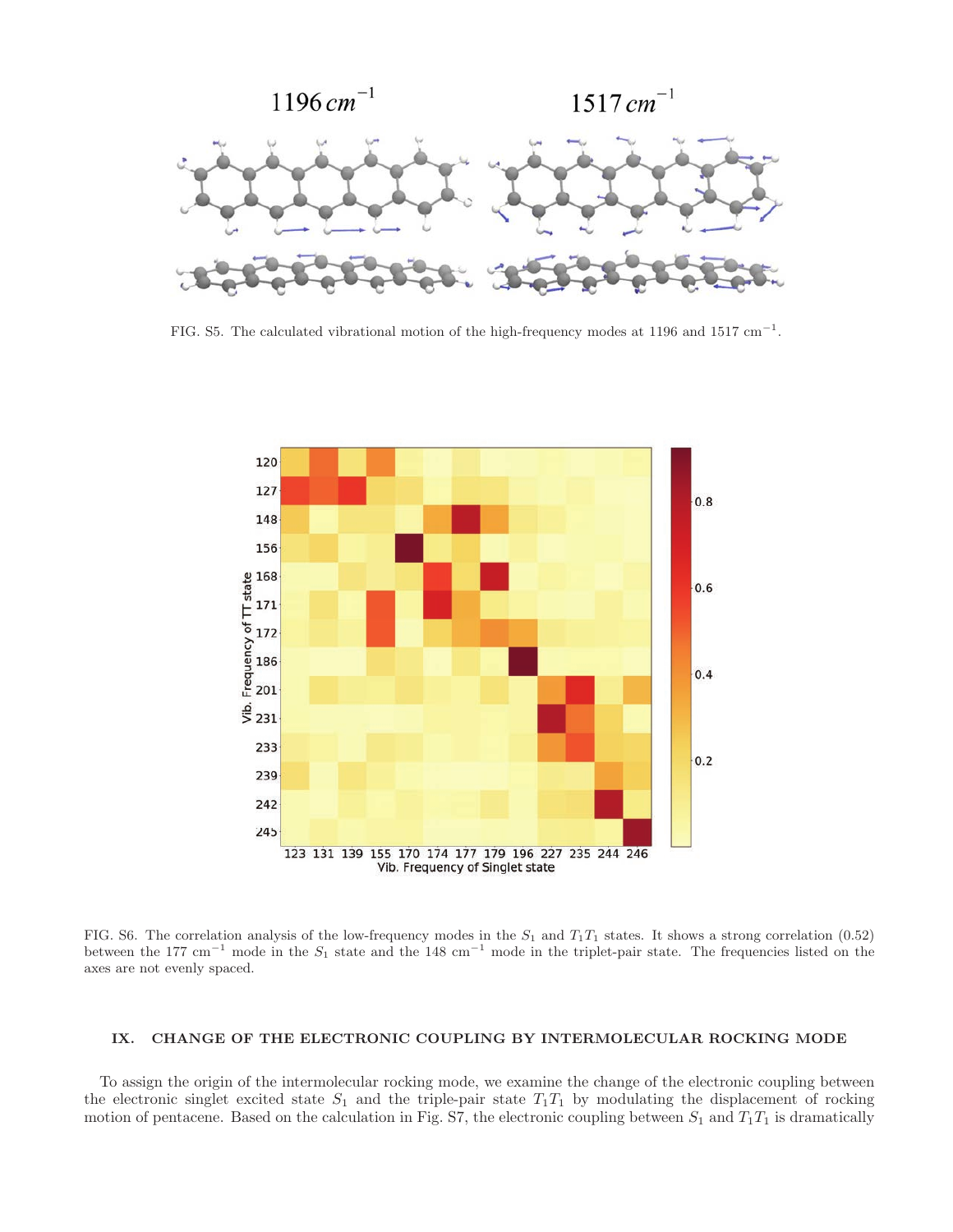FIG. S5. The calculated vibrational motion of the high-frequency modes at 1196 and 1517 cm$^{-1}$.

FIG. S6. The correlation analysis of the low-frequency modes in the $S_1$ and $T_1T_1$ states. It shows a strong correlation (0.52) between the 177 cm$^{-1}$ mode in the $S_1$ state and the 148 cm$^{-1}$ mode in the triplet-pair state. The frequencies listed on the axes are not evenly spaced.

## IX. CHANGE OF THE ELECTRONIC COUPLING BY INTERMOLECULAR ROCKING MODE

To assign the origin of the intermolecular rocking mode, we examine the change of the electronic coupling between the electronic singlet excited state $S_1$ and the triple-pair state $T_1T_1$ by modulating the displacement of rocking motion of pentacene. Based on the calculation in Fig. S7, the electronic coupling between $S_1$ and $T_1T_1$ is dramatically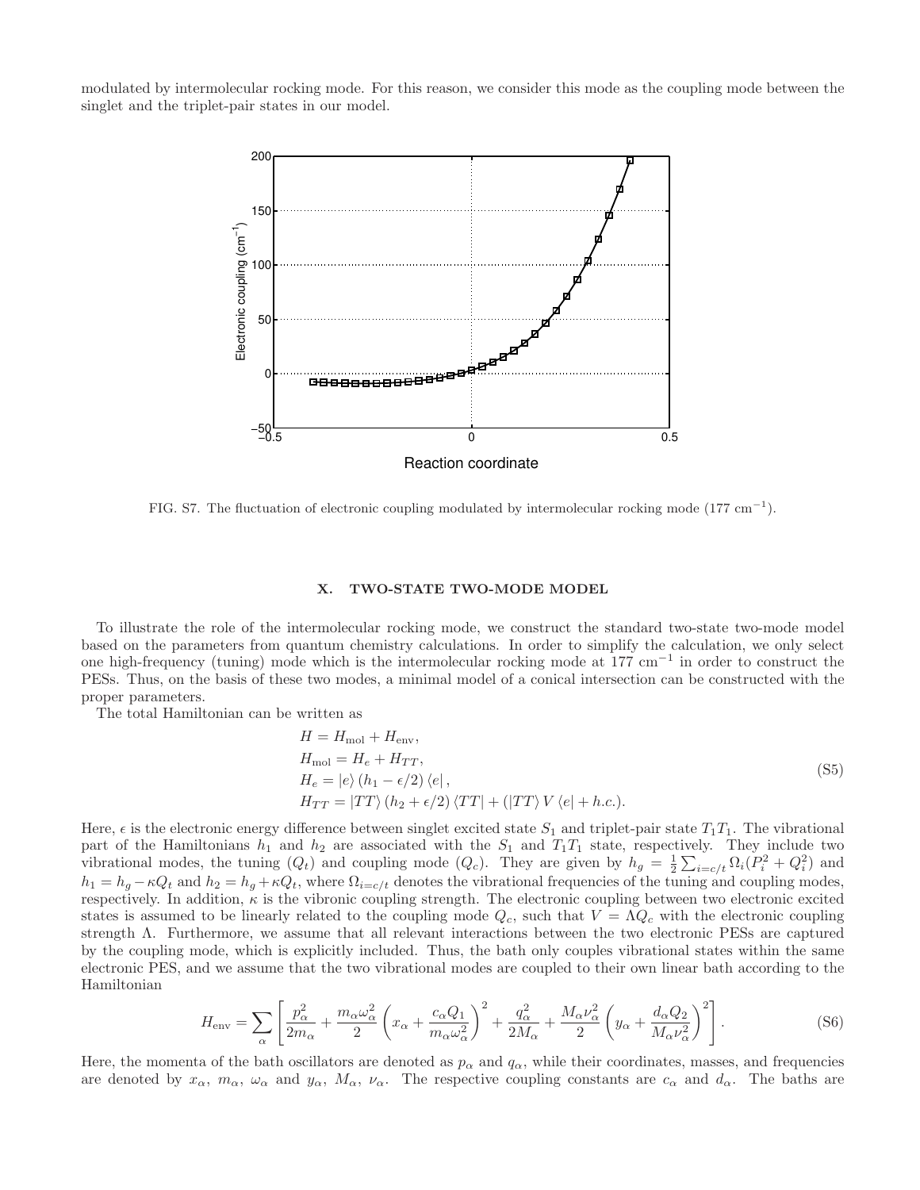modulated by intermolecular rocking mode. For this reason, we consider this mode as the coupling mode between the singlet and the triplet-pair states in our model.

FIG. S7. The fluctuation of electronic coupling modulated by intermolecular rocking mode (177 cm$^{-1}$).

## X. TWO-STATE TWO-MODE MODEL

To illustrate the role of the intermolecular rocking mode, we construct the standard two-state two-mode model based on the parameters from quantum chemistry calculations. In order to simplify the calculation, we only select one high-frequency (tuning) mode which is the intermolecular rocking mode at 177 cm$^{-1}$ in order to construct the PESs. Thus, on the basis of these two modes, a minimal model of a conical intersection can be constructed with the proper parameters.

The total Hamiltonian can be written as

$$
\begin{aligned}
H &= H_{\text{mol}} + H_{\text{env}}, \\
H_{\text{mol}} &= H_e + H_{TT}, \\
H_e &= |e\rangle \left(h_1 - \epsilon/2\right) \langle e| \,, \\
H_{TT} &= |TT\rangle \left(h_2 + \epsilon/2\right) \langle TT| + \left(|TT\rangle \, V \, \langle e| + h.c.\right).
\end{aligned}
\tag{S5}
$$

Here, $\epsilon$ is the electronic energy difference between singlet excited state $S_1$ and triplet-pair state $T_1T_1$. The vibrational part of the Hamiltonians $h_1$ and $h_2$ are associated with the $S_1$ and $T_1T_1$ state, respectively. They include two vibrational modes, the tuning ($Q_t$) and coupling mode ($Q_c$). They are given by $h_g = \frac{1}{2}\sum_{i=c/t} \Omega_i (P_i^2 + Q_i^2)$ and $h_1 = h_g - \kappa Q_t$ and $h_2 = h_g + \kappa Q_t$, where $\Omega_{i=c/t}$ denotes the vibrational frequencies of the tuning and coupling modes, respectively. In addition, $\kappa$ is the vibronic coupling strength. The electronic coupling between two electronic excited states is assumed to be linearly related to the coupling mode $Q_c$, such that $V = \Lambda Q_c$ with the electronic coupling strength $\Lambda$. Furthermore, we assume that all relevant interactions between the two electronic PESs are captured by the coupling mode, which is explicitly included. Thus, the bath only couples vibrational states within the same electronic PES, and we assume that the two vibrational modes are coupled to their own linear bath according to the Hamiltonian

$$
H_{\text{env}} = \sum_\alpha \left[ \frac{p_\alpha^2}{2m_\alpha} + \frac{m_\alpha \omega_\alpha^2}{2} \left( x_\alpha + \frac{c_\alpha Q_1}{m_\alpha \omega_\alpha^2} \right)^2 + \frac{q_\alpha^2}{2M_\alpha} + \frac{M_\alpha \nu_\alpha^2}{2} \left( y_\alpha + \frac{d_\alpha Q_2}{M_\alpha \nu_\alpha^2} \right)^2 \right]. \tag{S6}
$$

Here, the momenta of the bath oscillators are denoted as $p_\alpha$ and $q_\alpha$, while their coordinates, masses, and frequencies are denoted by $x_\alpha$, $m_\alpha$, $\omega_\alpha$ and $y_\alpha$, $M_\alpha$, $\nu_\alpha$. The respective coupling constants are $c_\alpha$ and $d_\alpha$. The baths are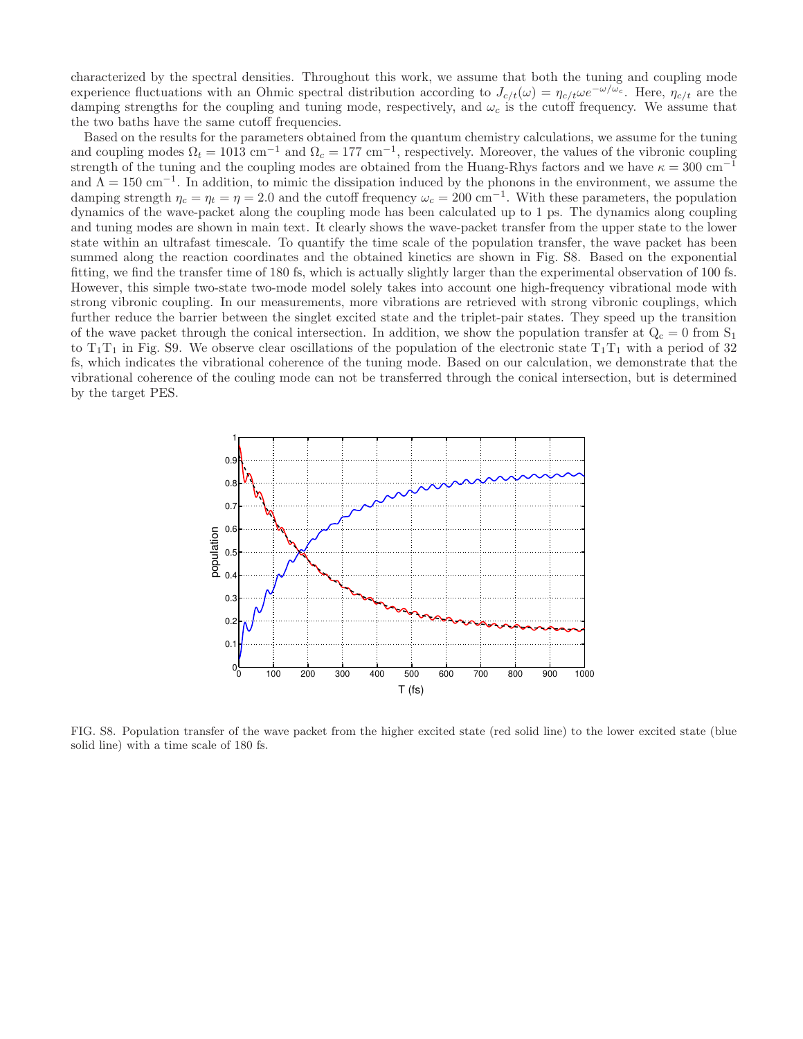characterized by the spectral densities. Throughout this work, we assume that both the tuning and coupling mode experience fluctuations with an Ohmic spectral distribution according to $J_{c/t}(\omega) = \eta_{c/t}\omega e^{-\omega/\omega_c}$. Here, $\eta_{c/t}$ are the damping strengths for the coupling and tuning mode, respectively, and $\omega_c$ is the cutoff frequency. We assume that the two baths have the same cutoff frequencies.

Based on the results for the parameters obtained from the quantum chemistry calculations, we assume for the tuning and coupling modes $\Omega_t = 1013$ cm$^{-1}$ and $\Omega_c = 177$ cm$^{-1}$, respectively. Moreover, the values of the vibronic coupling strength of the tuning and the coupling modes are obtained from the Huang-Rhys factors and we have $\kappa = 300$ cm$^{-1}$ and $\Lambda = 150$ cm$^{-1}$. In addition, to mimic the dissipation induced by the phonons in the environment, we assume the damping strength $\eta_c = \eta_t = \eta = 2.0$ and the cutoff frequency $\omega_c = 200$ cm$^{-1}$. With these parameters, the population dynamics of the wave-packet along the coupling mode has been calculated up to 1 ps. The dynamics along coupling and tuning modes are shown in main text. It clearly shows the wave-packet transfer from the upper state to the lower state within an ultrafast timescale. To quantify the time scale of the population transfer, the wave packet has been summed along the reaction coordinates and the obtained kinetics are shown in Fig. S8. Based on the exponential fitting, we find the transfer time of 180 fs, which is actually slightly larger than the experimental observation of 100 fs. However, this simple two-state two-mode model solely takes into account one high-frequency vibrational mode with strong vibronic coupling. In our measurements, more vibrations are retrieved with strong vibronic couplings, which further reduce the barrier between the singlet excited state and the triplet-pair states. They speed up the transition of the wave packet through the conical intersection. In addition, we show the population transfer at $Q_c = 0$ from $S_1$ to $T_1T_1$ in Fig. S9. We observe clear oscillations of the population of the electronic state $T_1T_1$ with a period of 32 fs, which indicates the vibrational coherence of the tuning mode. Based on our calculation, we demonstrate that the vibrational coherence of the couling mode can not be transferred through the conical intersection, but is determined by the target PES.

FIG. S8. Population transfer of the wave packet from the higher excited state (red solid line) to the lower excited state (blue solid line) with a time scale of 180 fs.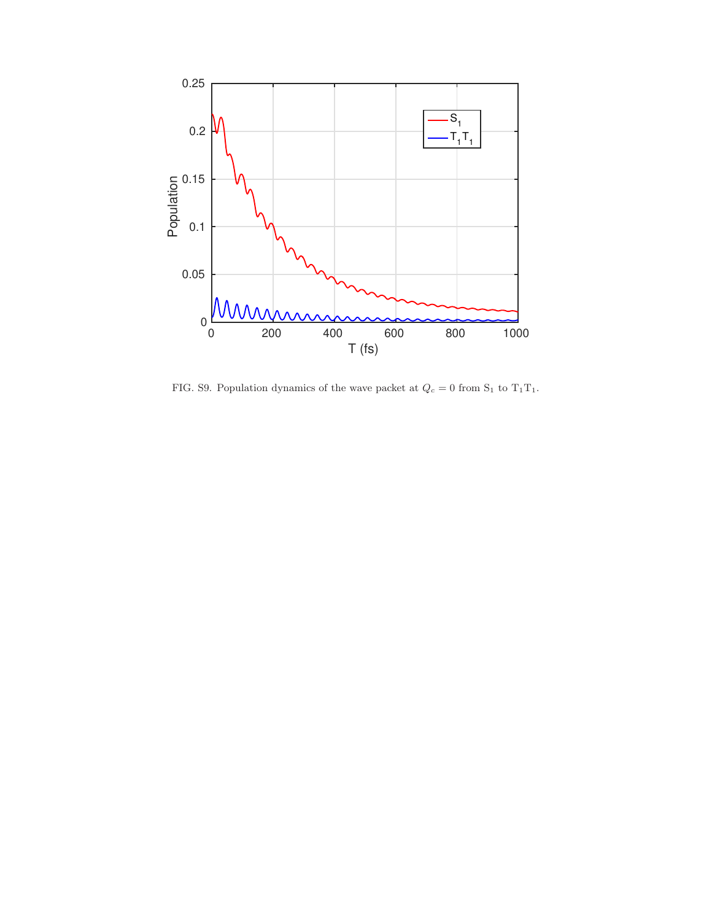FIG. S9. Population dynamics of the wave packet at $Q_c = 0$ from $S_1$ to $T_1T_1$.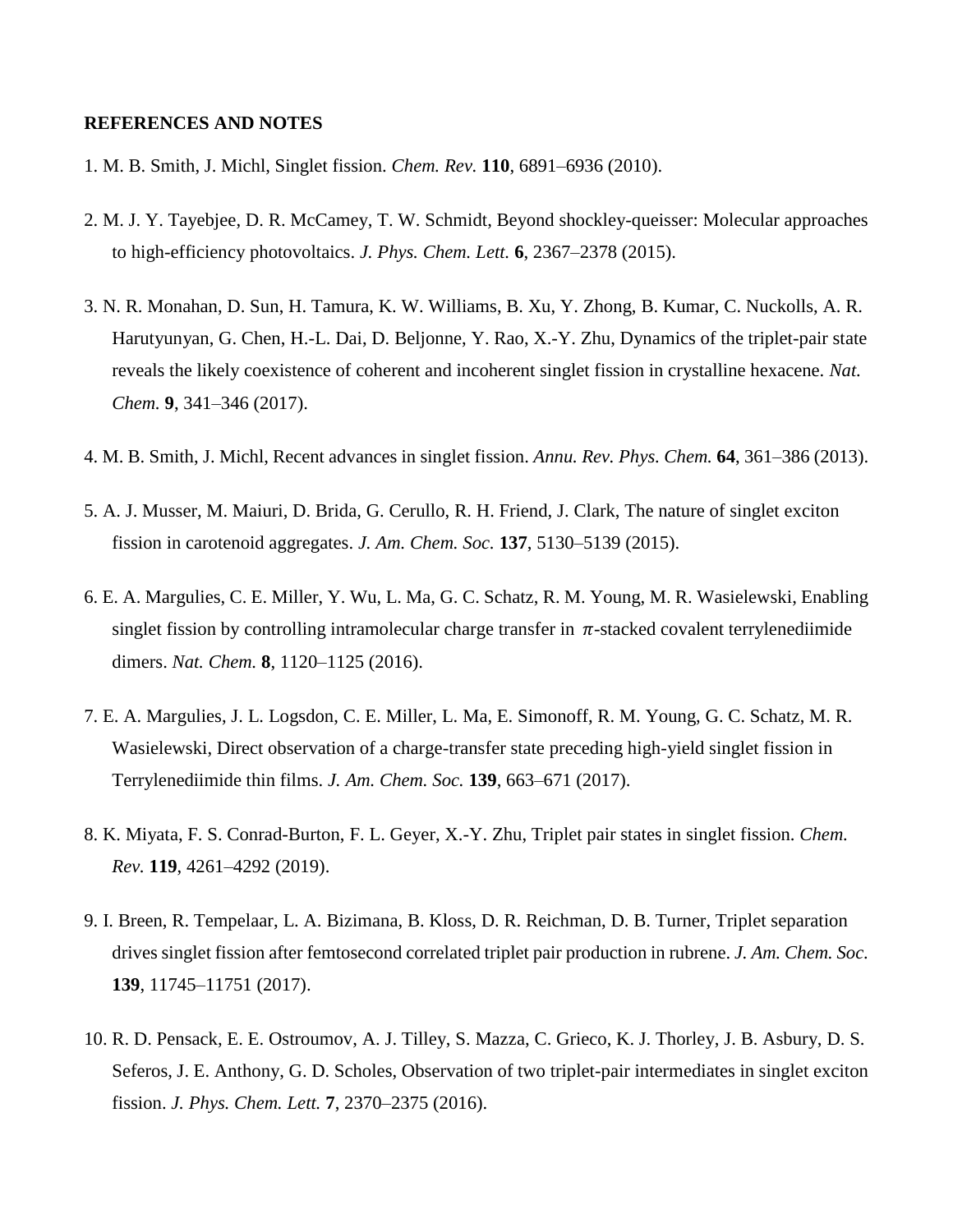**REFERENCES AND NOTES**

1. M. B. Smith, J. Michl, Singlet fission. *Chem. Rev.* **110**, 6891–6936 (2010).

2. M. J. Y. Tayebjee, D. R. McCamey, T. W. Schmidt, Beyond shockley-queisser: Molecular approaches to high-efficiency photovoltaics. *J. Phys. Chem. Lett.* **6**, 2367–2378 (2015).

3. N. R. Monahan, D. Sun, H. Tamura, K. W. Williams, B. Xu, Y. Zhong, B. Kumar, C. Nuckolls, A. R. Harutyunyan, G. Chen, H.-L. Dai, D. Beljonne, Y. Rao, X.-Y. Zhu, Dynamics of the triplet-pair state reveals the likely coexistence of coherent and incoherent singlet fission in crystalline hexacene. *Nat. Chem.* **9**, 341–346 (2017).

4. M. B. Smith, J. Michl, Recent advances in singlet fission. *Annu. Rev. Phys. Chem.* **64**, 361–386 (2013).

5. A. J. Musser, M. Maiuri, D. Brida, G. Cerullo, R. H. Friend, J. Clark, The nature of singlet exciton fission in carotenoid aggregates. *J. Am. Chem. Soc.* **137**, 5130–5139 (2015).

6. E. A. Margulies, C. E. Miller, Y. Wu, L. Ma, G. C. Schatz, R. M. Young, M. R. Wasielewski, Enabling singlet fission by controlling intramolecular charge transfer in $\pi$-stacked covalent terrylenediimide dimers. *Nat. Chem.* **8**, 1120–1125 (2016).

7. E. A. Margulies, J. L. Logsdon, C. E. Miller, L. Ma, E. Simonoff, R. M. Young, G. C. Schatz, M. R. Wasielewski, Direct observation of a charge-transfer state preceding high-yield singlet fission in Terrylenediimide thin films. *J. Am. Chem. Soc.* **139**, 663–671 (2017).

8. K. Miyata, F. S. Conrad-Burton, F. L. Geyer, X.-Y. Zhu, Triplet pair states in singlet fission. *Chem. Rev.* **119**, 4261–4292 (2019).

9. I. Breen, R. Tempelaar, L. A. Bizimana, B. Kloss, D. R. Reichman, D. B. Turner, Triplet separation drives singlet fission after femtosecond correlated triplet pair production in rubrene. *J. Am. Chem. Soc.* **139**, 11745–11751 (2017).

10. R. D. Pensack, E. E. Ostroumov, A. J. Tilley, S. Mazza, C. Grieco, K. J. Thorley, J. B. Asbury, D. S. Seferos, J. E. Anthony, G. D. Scholes, Observation of two triplet-pair intermediates in singlet exciton fission. *J. Phys. Chem. Lett.* **7**, 2370–2375 (2016).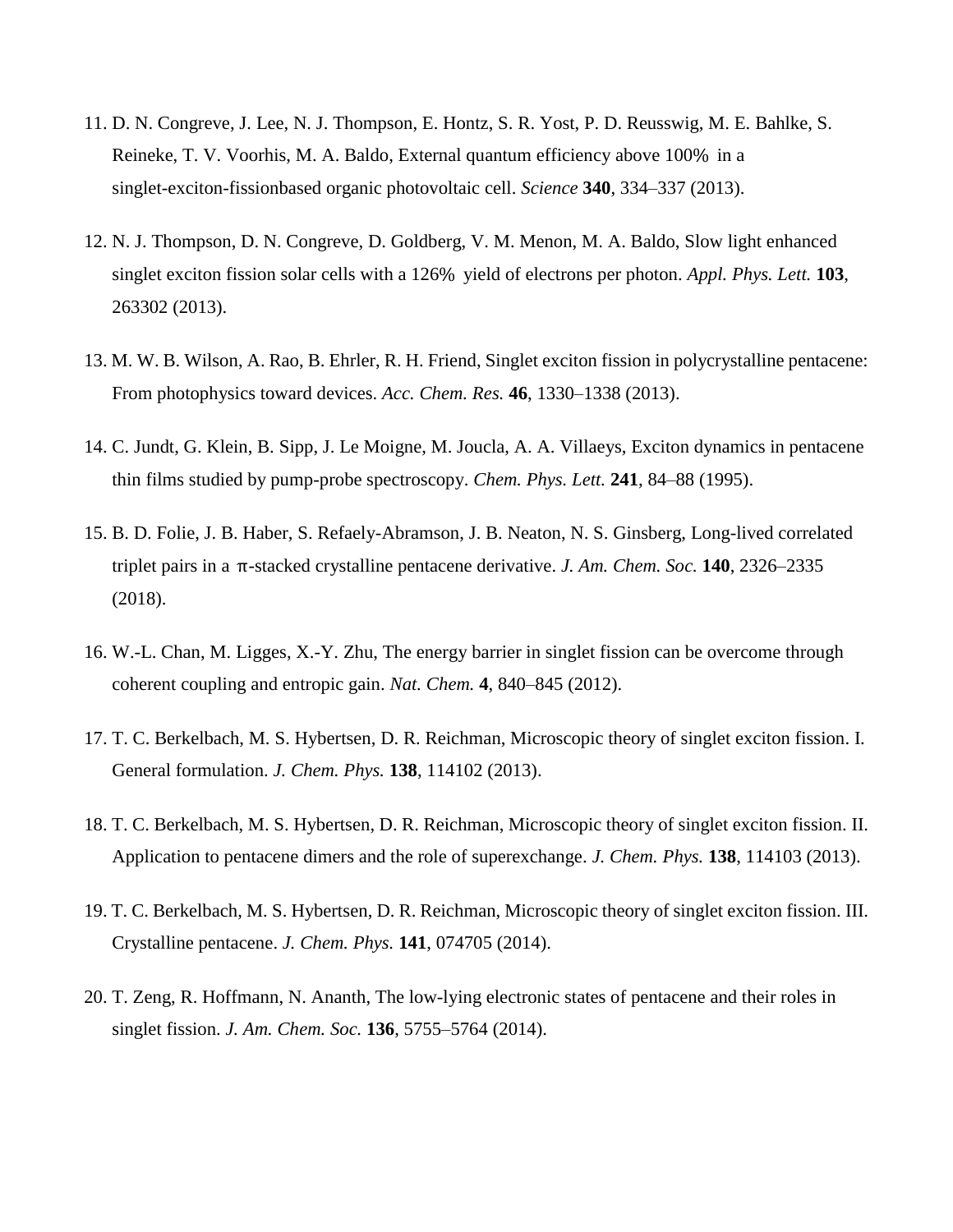11. D. N. Congreve, J. Lee, N. J. Thompson, E. Hontz, S. R. Yost, P. D. Reusswig, M. E. Bahlke, S. Reineke, T. V. Voorhis, M. A. Baldo, External quantum efficiency above 100% in a singlet-exciton-fissionbased organic photovoltaic cell. *Science* **340**, 334–337 (2013).

12. N. J. Thompson, D. N. Congreve, D. Goldberg, V. M. Menon, M. A. Baldo, Slow light enhanced singlet exciton fission solar cells with a 126% yield of electrons per photon. *Appl. Phys. Lett.* **103**, 263302 (2013).

13. M. W. B. Wilson, A. Rao, B. Ehrler, R. H. Friend, Singlet exciton fission in polycrystalline pentacene: From photophysics toward devices. *Acc. Chem. Res.* **46**, 1330–1338 (2013).

14. C. Jundt, G. Klein, B. Sipp, J. Le Moigne, M. Joucla, A. A. Villaeys, Exciton dynamics in pentacene thin films studied by pump-probe spectroscopy. *Chem. Phys. Lett.* **241**, 84–88 (1995).

15. B. D. Folie, J. B. Haber, S. Refaely-Abramson, J. B. Neaton, N. S. Ginsberg, Long-lived correlated triplet pairs in a π-stacked crystalline pentacene derivative. *J. Am. Chem. Soc.* **140**, 2326–2335 (2018).

16. W.-L. Chan, M. Ligges, X.-Y. Zhu, The energy barrier in singlet fission can be overcome through coherent coupling and entropic gain. *Nat. Chem.* **4**, 840–845 (2012).

17. T. C. Berkelbach, M. S. Hybertsen, D. R. Reichman, Microscopic theory of singlet exciton fission. I. General formulation. *J. Chem. Phys.* **138**, 114102 (2013).

18. T. C. Berkelbach, M. S. Hybertsen, D. R. Reichman, Microscopic theory of singlet exciton fission. II. Application to pentacene dimers and the role of superexchange. *J. Chem. Phys.* **138**, 114103 (2013).

19. T. C. Berkelbach, M. S. Hybertsen, D. R. Reichman, Microscopic theory of singlet exciton fission. III. Crystalline pentacene. *J. Chem. Phys.* **141**, 074705 (2014).

20. T. Zeng, R. Hoffmann, N. Ananth, The low-lying electronic states of pentacene and their roles in singlet fission. *J. Am. Chem. Soc.* **136**, 5755–5764 (2014).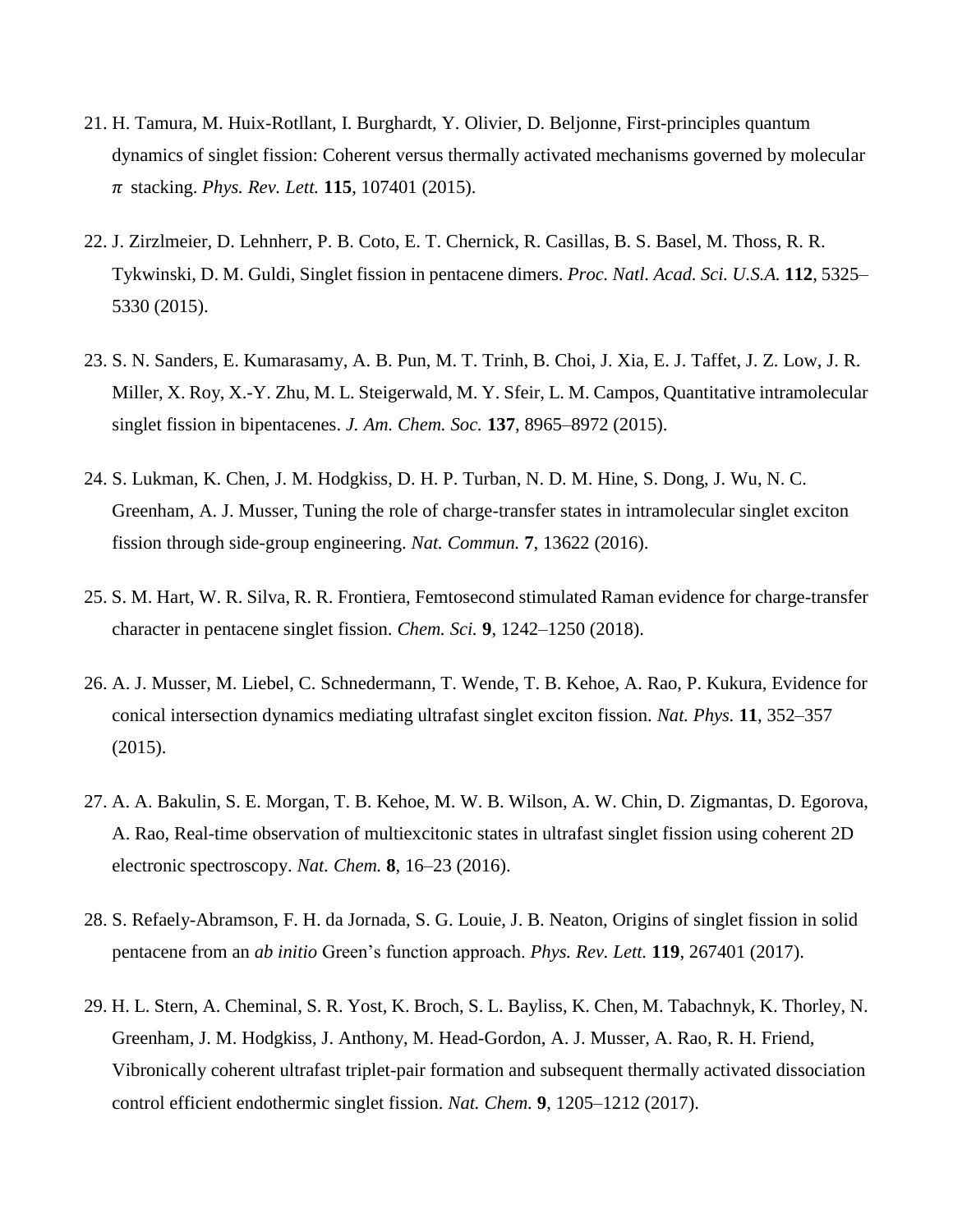21. H. Tamura, M. Huix-Rotllant, I. Burghardt, Y. Olivier, D. Beljonne, First-principles quantum dynamics of singlet fission: Coherent versus thermally activated mechanisms governed by molecular $\pi$ stacking. *Phys. Rev. Lett.* **115**, 107401 (2015).

22. J. Zirzlmeier, D. Lehnherr, P. B. Coto, E. T. Chernick, R. Casillas, B. S. Basel, M. Thoss, R. R. Tykwinski, D. M. Guldi, Singlet fission in pentacene dimers. *Proc. Natl. Acad. Sci. U.S.A.* **112**, 5325–5330 (2015).

23. S. N. Sanders, E. Kumarasamy, A. B. Pun, M. T. Trinh, B. Choi, J. Xia, E. J. Taffet, J. Z. Low, J. R. Miller, X. Roy, X.-Y. Zhu, M. L. Steigerwald, M. Y. Sfeir, L. M. Campos, Quantitative intramolecular singlet fission in bipentacenes. *J. Am. Chem. Soc.* **137**, 8965–8972 (2015).

24. S. Lukman, K. Chen, J. M. Hodgkiss, D. H. P. Turban, N. D. M. Hine, S. Dong, J. Wu, N. C. Greenham, A. J. Musser, Tuning the role of charge-transfer states in intramolecular singlet exciton fission through side-group engineering. *Nat. Commun.* **7**, 13622 (2016).

25. S. M. Hart, W. R. Silva, R. R. Frontiera, Femtosecond stimulated Raman evidence for charge-transfer character in pentacene singlet fission. *Chem. Sci.* **9**, 1242–1250 (2018).

26. A. J. Musser, M. Liebel, C. Schnedermann, T. Wende, T. B. Kehoe, A. Rao, P. Kukura, Evidence for conical intersection dynamics mediating ultrafast singlet exciton fission. *Nat. Phys.* **11**, 352–357 (2015).

27. A. A. Bakulin, S. E. Morgan, T. B. Kehoe, M. W. B. Wilson, A. W. Chin, D. Zigmantas, D. Egorova, A. Rao, Real-time observation of multiexcitonic states in ultrafast singlet fission using coherent 2D electronic spectroscopy. *Nat. Chem.* **8**, 16–23 (2016).

28. S. Refaely-Abramson, F. H. da Jornada, S. G. Louie, J. B. Neaton, Origins of singlet fission in solid pentacene from an *ab initio* Green's function approach. *Phys. Rev. Lett.* **119**, 267401 (2017).

29. H. L. Stern, A. Cheminal, S. R. Yost, K. Broch, S. L. Bayliss, K. Chen, M. Tabachnyk, K. Thorley, N. Greenham, J. M. Hodgkiss, J. Anthony, M. Head-Gordon, A. J. Musser, A. Rao, R. H. Friend, Vibronically coherent ultrafast triplet-pair formation and subsequent thermally activated dissociation control efficient endothermic singlet fission. *Nat. Chem.* **9**, 1205–1212 (2017).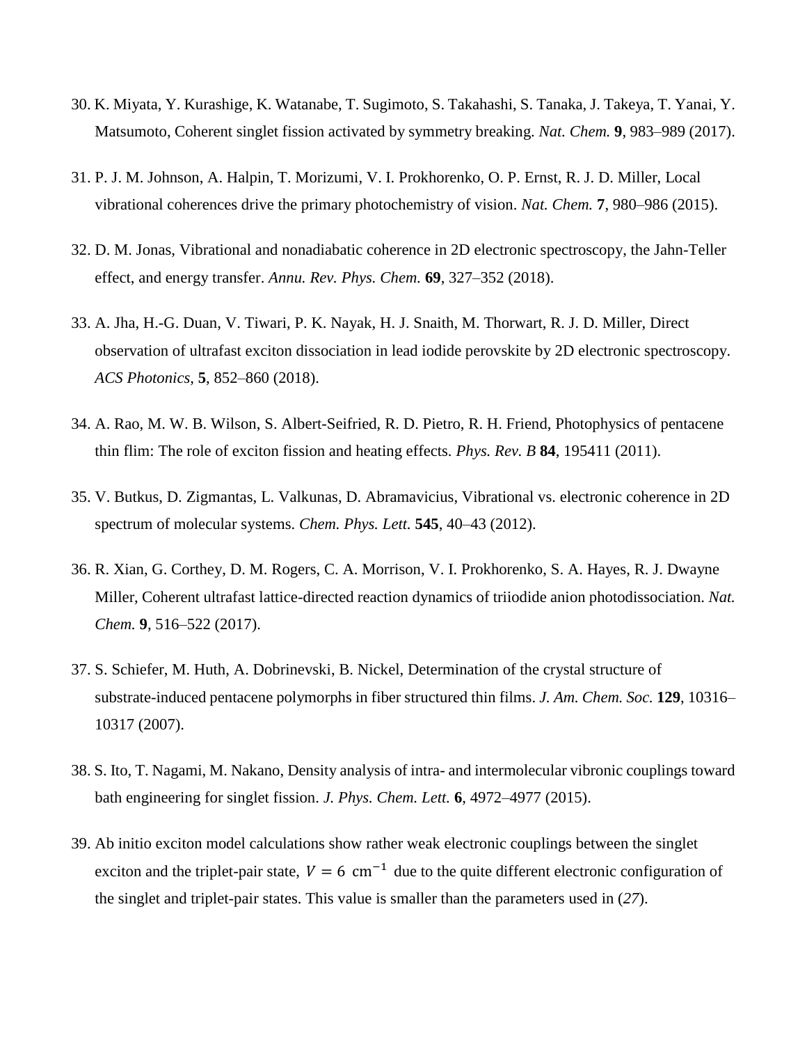30. K. Miyata, Y. Kurashige, K. Watanabe, T. Sugimoto, S. Takahashi, S. Tanaka, J. Takeya, T. Yanai, Y. Matsumoto, Coherent singlet fission activated by symmetry breaking. *Nat. Chem.* **9**, 983–989 (2017).

31. P. J. M. Johnson, A. Halpin, T. Morizumi, V. I. Prokhorenko, O. P. Ernst, R. J. D. Miller, Local vibrational coherences drive the primary photochemistry of vision. *Nat. Chem.* **7**, 980–986 (2015).

32. D. M. Jonas, Vibrational and nonadiabatic coherence in 2D electronic spectroscopy, the Jahn-Teller effect, and energy transfer. *Annu. Rev. Phys. Chem.* **69**, 327–352 (2018).

33. A. Jha, H.-G. Duan, V. Tiwari, P. K. Nayak, H. J. Snaith, M. Thorwart, R. J. D. Miller, Direct observation of ultrafast exciton dissociation in lead iodide perovskite by 2D electronic spectroscopy. *ACS Photonics*, **5**, 852–860 (2018).

34. A. Rao, M. W. B. Wilson, S. Albert-Seifried, R. D. Pietro, R. H. Friend, Photophysics of pentacene thin flim: The role of exciton fission and heating effects. *Phys. Rev. B* **84**, 195411 (2011).

35. V. Butkus, D. Zigmantas, L. Valkunas, D. Abramavicius, Vibrational vs. electronic coherence in 2D spectrum of molecular systems. *Chem. Phys. Lett.* **545**, 40–43 (2012).

36. R. Xian, G. Corthey, D. M. Rogers, C. A. Morrison, V. I. Prokhorenko, S. A. Hayes, R. J. Dwayne Miller, Coherent ultrafast lattice-directed reaction dynamics of triiodide anion photodissociation. *Nat. Chem.* **9**, 516–522 (2017).

37. S. Schiefer, M. Huth, A. Dobrinevski, B. Nickel, Determination of the crystal structure of substrate-induced pentacene polymorphs in fiber structured thin films. *J. Am. Chem. Soc.* **129**, 10316–10317 (2007).

38. S. Ito, T. Nagami, M. Nakano, Density analysis of intra- and intermolecular vibronic couplings toward bath engineering for singlet fission. *J. Phys. Chem. Lett.* **6**, 4972–4977 (2015).

39. Ab initio exciton model calculations show rather weak electronic couplings between the singlet exciton and the triplet-pair state, $V = 6\ \mathrm{cm}^{-1}$ due to the quite different electronic configuration of the singlet and triplet-pair states. This value is smaller than the parameters used in (*27*).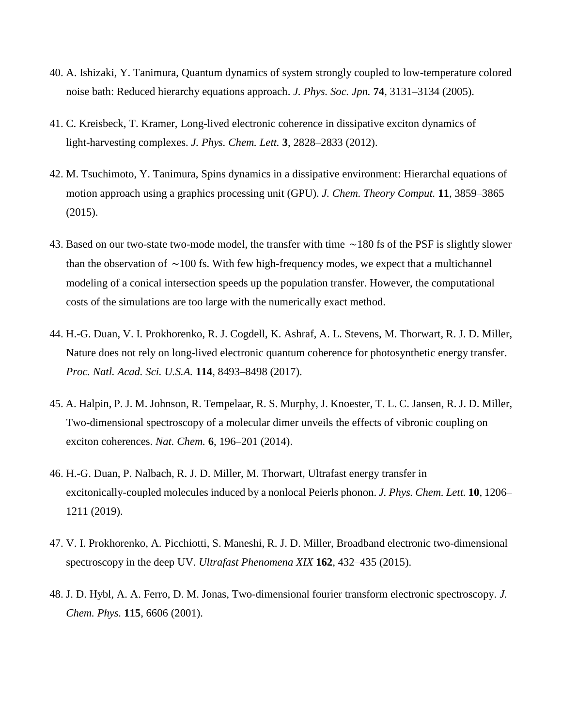40. A. Ishizaki, Y. Tanimura, Quantum dynamics of system strongly coupled to low-temperature colored noise bath: Reduced hierarchy equations approach. *J. Phys. Soc. Jpn.* **74**, 3131–3134 (2005).

41. C. Kreisbeck, T. Kramer, Long-lived electronic coherence in dissipative exciton dynamics of light-harvesting complexes. *J. Phys. Chem. Lett.* **3**, 2828–2833 (2012).

42. M. Tsuchimoto, Y. Tanimura, Spins dynamics in a dissipative environment: Hierarchal equations of motion approach using a graphics processing unit (GPU). *J. Chem. Theory Comput.* **11**, 3859–3865 (2015).

43. Based on our two-state two-mode model, the transfer with time ∼180 fs of the PSF is slightly slower than the observation of ∼100 fs. With few high-frequency modes, we expect that a multichannel modeling of a conical intersection speeds up the population transfer. However, the computational costs of the simulations are too large with the numerically exact method.

44. H.-G. Duan, V. I. Prokhorenko, R. J. Cogdell, K. Ashraf, A. L. Stevens, M. Thorwart, R. J. D. Miller, Nature does not rely on long-lived electronic quantum coherence for photosynthetic energy transfer. *Proc. Natl. Acad. Sci. U.S.A.* **114**, 8493–8498 (2017).

45. A. Halpin, P. J. M. Johnson, R. Tempelaar, R. S. Murphy, J. Knoester, T. L. C. Jansen, R. J. D. Miller, Two-dimensional spectroscopy of a molecular dimer unveils the effects of vibronic coupling on exciton coherences. *Nat. Chem.* **6**, 196–201 (2014).

46. H.-G. Duan, P. Nalbach, R. J. D. Miller, M. Thorwart, Ultrafast energy transfer in excitonically-coupled molecules induced by a nonlocal Peierls phonon. *J. Phys. Chem. Lett.* **10**, 1206–1211 (2019).

47. V. I. Prokhorenko, A. Picchiotti, S. Maneshi, R. J. D. Miller, Broadband electronic two-dimensional spectroscopy in the deep UV. *Ultrafast Phenomena XIX* **162**, 432–435 (2015).

48. J. D. Hybl, A. A. Ferro, D. M. Jonas, Two-dimensional fourier transform electronic spectroscopy. *J. Chem. Phys.* **115**, 6606 (2001).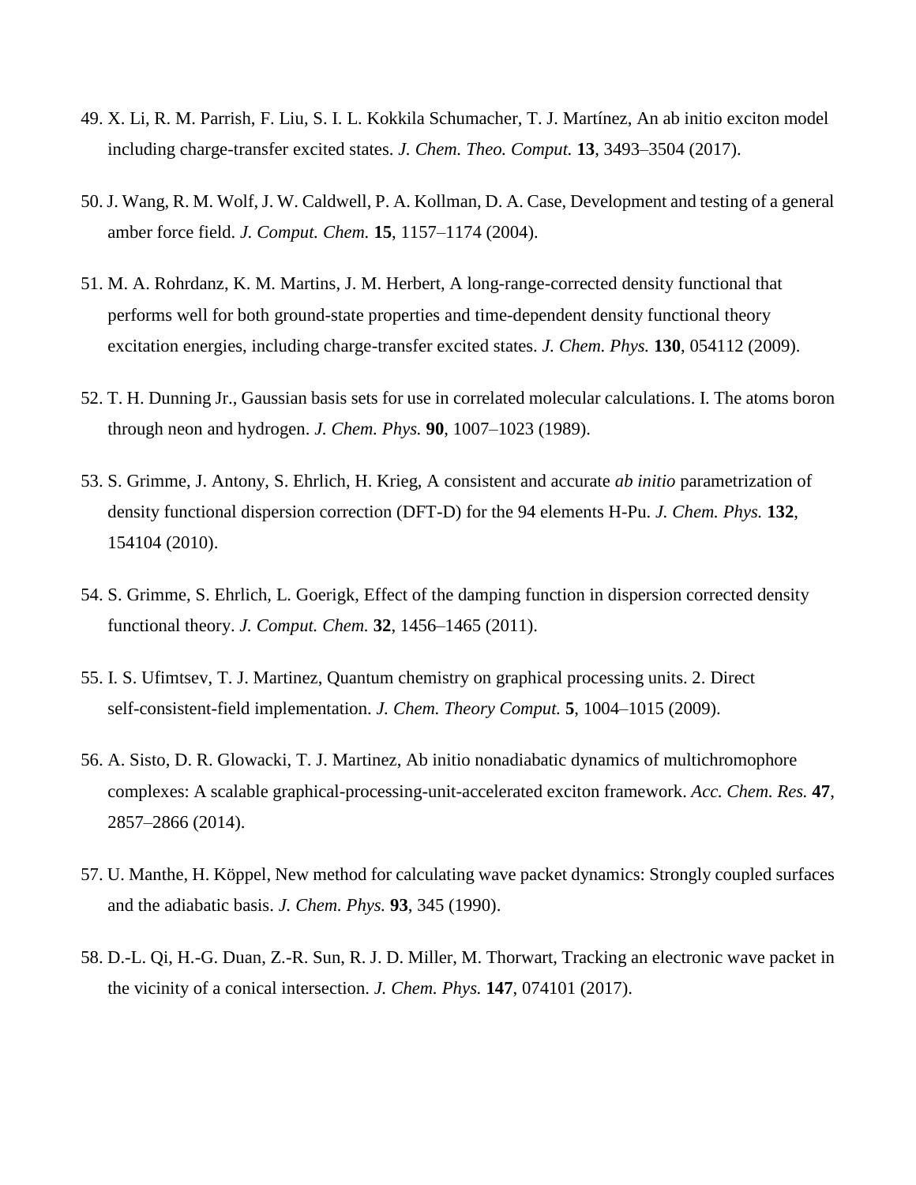49. X. Li, R. M. Parrish, F. Liu, S. I. L. Kokkila Schumacher, T. J. Martínez, An ab initio exciton model including charge-transfer excited states. *J. Chem. Theo. Comput.* **13**, 3493–3504 (2017).

50. J. Wang, R. M. Wolf, J. W. Caldwell, P. A. Kollman, D. A. Case, Development and testing of a general amber force field. *J. Comput. Chem.* **15**, 1157–1174 (2004).

51. M. A. Rohrdanz, K. M. Martins, J. M. Herbert, A long-range-corrected density functional that performs well for both ground-state properties and time-dependent density functional theory excitation energies, including charge-transfer excited states. *J. Chem. Phys.* **130**, 054112 (2009).

52. T. H. Dunning Jr., Gaussian basis sets for use in correlated molecular calculations. I. The atoms boron through neon and hydrogen. *J. Chem. Phys.* **90**, 1007–1023 (1989).

53. S. Grimme, J. Antony, S. Ehrlich, H. Krieg, A consistent and accurate *ab initio* parametrization of density functional dispersion correction (DFT-D) for the 94 elements H-Pu. *J. Chem. Phys.* **132**, 154104 (2010).

54. S. Grimme, S. Ehrlich, L. Goerigk, Effect of the damping function in dispersion corrected density functional theory. *J. Comput. Chem.* **32**, 1456–1465 (2011).

55. I. S. Ufimtsev, T. J. Martinez, Quantum chemistry on graphical processing units. 2. Direct self-consistent-field implementation. *J. Chem. Theory Comput.* **5**, 1004–1015 (2009).

56. A. Sisto, D. R. Glowacki, T. J. Martinez, Ab initio nonadiabatic dynamics of multichromophore complexes: A scalable graphical-processing-unit-accelerated exciton framework. *Acc. Chem. Res.* **47**, 2857–2866 (2014).

57. U. Manthe, H. Köppel, New method for calculating wave packet dynamics: Strongly coupled surfaces and the adiabatic basis. *J. Chem. Phys.* **93**, 345 (1990).

58. D.-L. Qi, H.-G. Duan, Z.-R. Sun, R. J. D. Miller, M. Thorwart, Tracking an electronic wave packet in the vicinity of a conical intersection. *J. Chem. Phys.* **147**, 074101 (2017).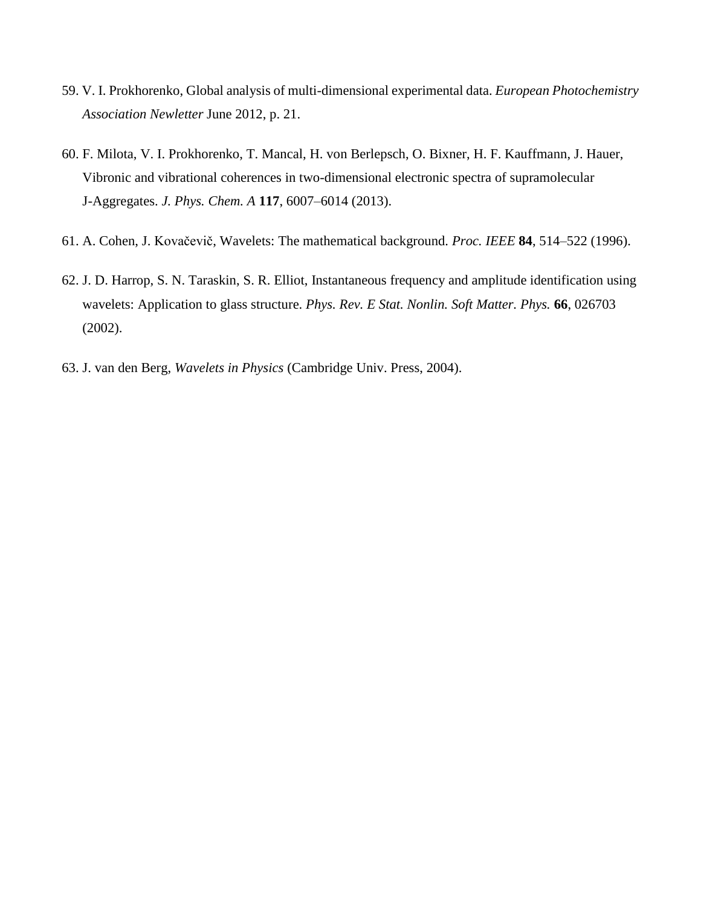59. V. I. Prokhorenko, Global analysis of multi-dimensional experimental data. *European Photochemistry Association Newletter* June 2012, p. 21.

60. F. Milota, V. I. Prokhorenko, T. Mancal, H. von Berlepsch, O. Bixner, H. F. Kauffmann, J. Hauer, Vibronic and vibrational coherences in two-dimensional electronic spectra of supramolecular J-Aggregates. *J. Phys. Chem. A* **117**, 6007–6014 (2013).

61. A. Cohen, J. Kovačevič, Wavelets: The mathematical background. *Proc. IEEE* **84**, 514–522 (1996).

62. J. D. Harrop, S. N. Taraskin, S. R. Elliot, Instantaneous frequency and amplitude identification using wavelets: Application to glass structure. *Phys. Rev. E Stat. Nonlin. Soft Matter. Phys.* **66**, 026703 (2002).

63. J. van den Berg, *Wavelets in Physics* (Cambridge Univ. Press, 2004).